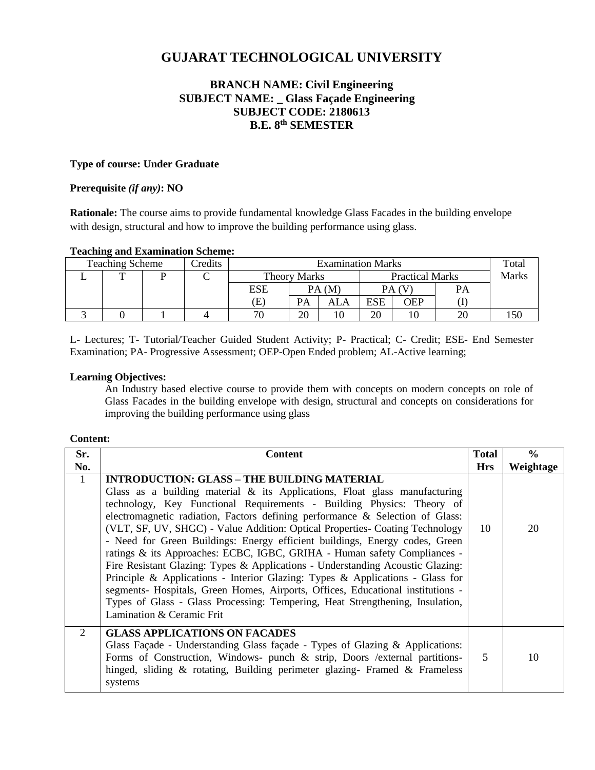# GUJARAT TECHNOLOGICAL UNIVERSITY

## BRANCH NAME: Civil Engineering
## SUBJECT NAME: _ Glass Façade Engineering
## SUBJECT CODE: 2180613
## B.E. 8th SEMESTER

**Type of course: Under Graduate**

**Prerequisite *(if any)*: NO**

**Rationale:** The course aims to provide fundamental knowledge Glass Facades in the building envelope with design, structural and how to improve the building performance using glass.

**Teaching and Examination Scheme:**

| Teaching Scheme | | | Credits | Examination Marks | | | | | | Total Marks |
|---|---|---|---|---|---|---|---|---|---|---|
| L | T | P | C | Theory Marks | | | Practical Marks | | | |
| | | | | ESE (E) | PA (M) | | PA (V) | | PA (I) | |
| | | | | | PA | ALA | ESE | OEP | | |
| 3 | 0 | 1 | 4 | 70 | 20 | 10 | 20 | 10 | 20 | 150 |

L- Lectures; T- Tutorial/Teacher Guided Student Activity; P- Practical; C- Credit; ESE- End Semester Examination; PA- Progressive Assessment; OEP-Open Ended problem; AL-Active learning;

**Learning Objectives:**

An Industry based elective course to provide them with concepts on modern concepts on role of Glass Facades in the building envelope with design, structural and concepts on considerations for improving the building performance using glass

**Content:**

| Sr. No. | Content | Total Hrs | % Weightage |
|---|---|---|---|
| 1 | **INTRODUCTION: GLASS – THE BUILDING MATERIAL** Glass as a building material & its Applications, Float glass manufacturing technology, Key Functional Requirements - Building Physics: Theory of electromagnetic radiation, Factors defining performance & Selection of Glass: (VLT, SF, UV, SHGC) - Value Addition: Optical Properties- Coating Technology - Need for Green Buildings: Energy efficient buildings, Energy codes, Green ratings & its Approaches: ECBC, IGBC, GRIHA - Human safety Compliances - Fire Resistant Glazing: Types & Applications - Understanding Acoustic Glazing: Principle & Applications - Interior Glazing: Types & Applications - Glass for segments- Hospitals, Green Homes, Airports, Offices, Educational institutions - Types of Glass - Glass Processing: Tempering, Heat Strengthening, Insulation, Lamination & Ceramic Frit | 10 | 20 |
| 2 | **GLASS APPLICATIONS ON FACADES** Glass Façade - Understanding Glass façade - Types of Glazing & Applications: Forms of Construction, Windows- punch & strip, Doors /external partitions- hinged, sliding & rotating, Building perimeter glazing- Framed & Frameless systems | 5 | 10 |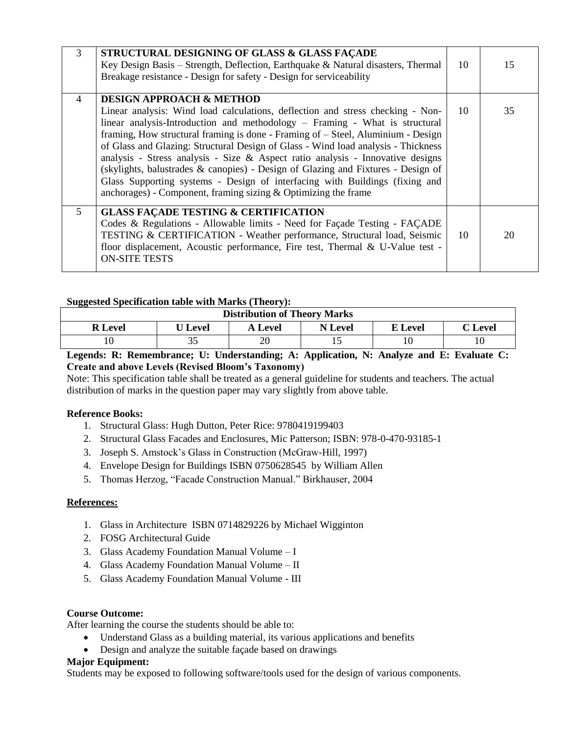| 3 | **STRUCTURAL DESIGNING OF GLASS & GLASS FAÇADE**<br>Key Design Basis – Strength, Deflection, Earthquake & Natural disasters, Thermal Breakage resistance - Design for safety - Design for serviceability | 10 | 15 |
|---|---|---|---|
| 4 | **DESIGN APPROACH & METHOD**<br>Linear analysis: Wind load calculations, deflection and stress checking - Non-linear analysis-Introduction and methodology – Framing - What is structural framing, How structural framing is done - Framing of – Steel, Aluminium - Design of Glass and Glazing: Structural Design of Glass - Wind load analysis - Thickness analysis - Stress analysis - Size & Aspect ratio analysis - Innovative designs (skylights, balustrades & canopies) - Design of Glazing and Fixtures - Design of Glass Supporting systems - Design of interfacing with Buildings (fixing and anchorages) - Component, framing sizing & Optimizing the frame | 10 | 35 |
| 5 | **GLASS FAÇADE TESTING & CERTIFICATION**<br>Codes & Regulations - Allowable limits - Need for Façade Testing - FAÇADE TESTING & CERTIFICATION - Weather performance, Structural load, Seismic floor displacement, Acoustic performance, Fire test, Thermal & U-Value test - ON-SITE TESTS | 10 | 20 |

**Suggested Specification table with Marks (Theory):**

| Distribution of Theory Marks | | | | | |
|---|---|---|---|---|---|
| **R Level** | **U Level** | **A Level** | **N Level** | **E Level** | **C Level** |
| 10 | 35 | 20 | 15 | 10 | 10 |

**Legends: R: Remembrance; U: Understanding; A: Application, N: Analyze and E: Evaluate C: Create and above Levels (Revised Bloom's Taxonomy)**

Note: This specification table shall be treated as a general guideline for students and teachers. The actual distribution of marks in the question paper may vary slightly from above table.

**Reference Books:**

1. Structural Glass: Hugh Dutton, Peter Rice: 9780419199403
2. Structural Glass Facades and Enclosures, Mic Patterson; ISBN: 978-0-470-93185-1
3. Joseph S. Amstock's Glass in Construction (McGraw-Hill, 1997)
4. Envelope Design for Buildings ISBN 0750628545 by William Allen
5. Thomas Herzog, "Facade Construction Manual." Birkhauser, 2004

**References:**

1. Glass in Architecture ISBN 0714829226 by Michael Wigginton
2. FOSG Architectural Guide
3. Glass Academy Foundation Manual Volume – I
4. Glass Academy Foundation Manual Volume – II
5. Glass Academy Foundation Manual Volume - III

**Course Outcome:**

After learning the course the students should be able to:

- Understand Glass as a building material, its various applications and benefits
- Design and analyze the suitable façade based on drawings

**Major Equipment:**

Students may be exposed to following software/tools used for the design of various components.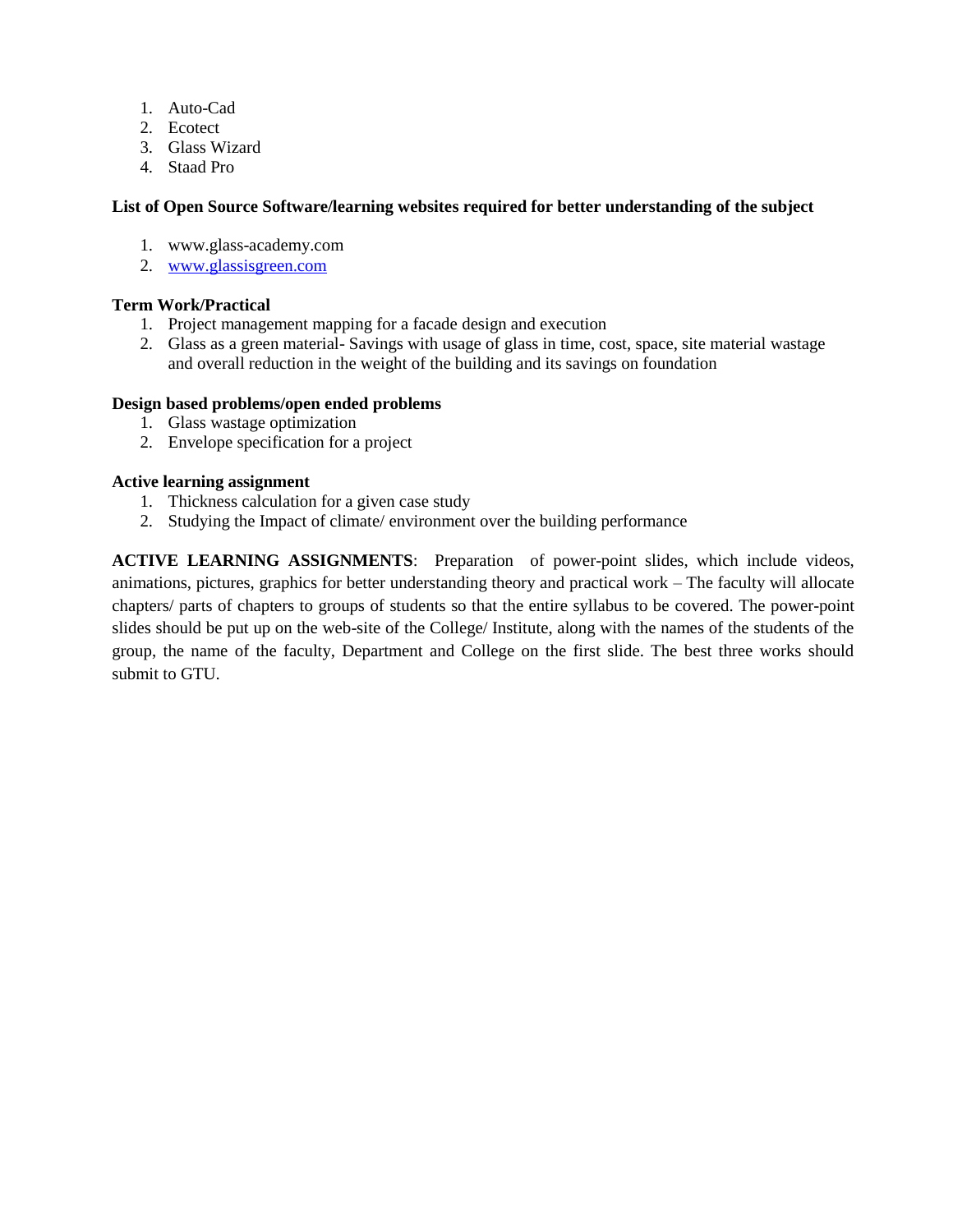1. Auto-Cad
2. Ecotect
3. Glass Wizard
4. Staad Pro

**List of Open Source Software/learning websites required for better understanding of the subject**

1. www.glass-academy.com
2. www.glassisgreen.com

**Term Work/Practical**

1. Project management mapping for a facade design and execution
2. Glass as a green material- Savings with usage of glass in time, cost, space, site material wastage and overall reduction in the weight of the building and its savings on foundation

**Design based problems/open ended problems**

1. Glass wastage optimization
2. Envelope specification for a project

**Active learning assignment**

1. Thickness calculation for a given case study
2. Studying the Impact of climate/ environment over the building performance

**ACTIVE LEARNING ASSIGNMENTS**: Preparation of power-point slides, which include videos, animations, pictures, graphics for better understanding theory and practical work – The faculty will allocate chapters/ parts of chapters to groups of students so that the entire syllabus to be covered. The power-point slides should be put up on the web-site of the College/ Institute, along with the names of the students of the group, the name of the faculty, Department and College on the first slide. The best three works should submit to GTU.